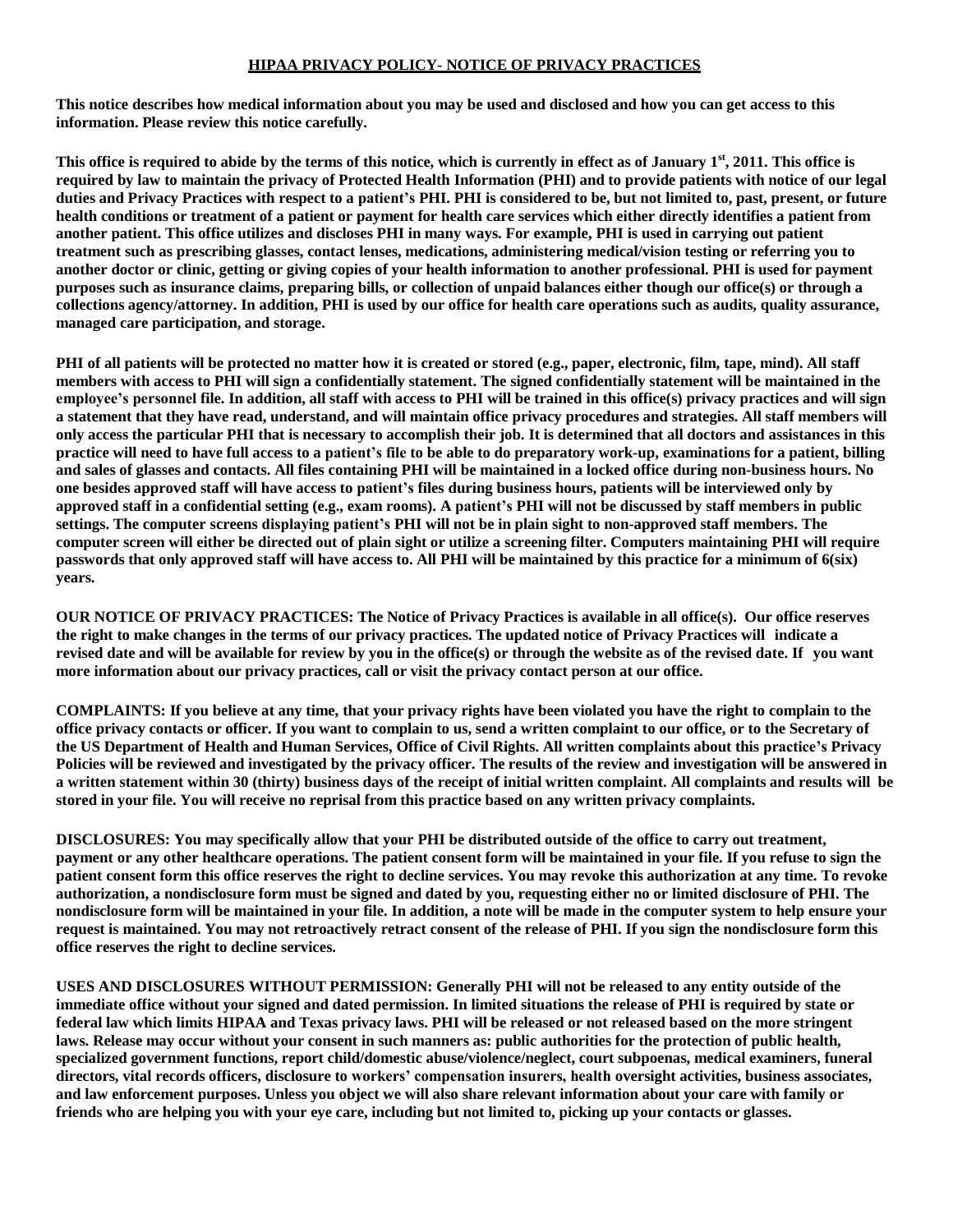## HIPAA PRIVACY POLICY- NOTICE OF PRIVACY PRACTICES

**This notice describes how medical information about you may be used and disclosed and how you can get access to this information. Please review this notice carefully.**

**This office is required to abide by the terms of this notice, which is currently in effect as of January 1st, 2011. This office is required by law to maintain the privacy of Protected Health Information (PHI) and to provide patients with notice of our legal duties and Privacy Practices with respect to a patient's PHI. PHI is considered to be, but not limited to, past, present, or future health conditions or treatment of a patient or payment for health care services which either directly identifies a patient from another patient. This office utilizes and discloses PHI in many ways. For example, PHI is used in carrying out patient treatment such as prescribing glasses, contact lenses, medications, administering medical/vision testing or referring you to another doctor or clinic, getting or giving copies of your health information to another professional. PHI is used for payment purposes such as insurance claims, preparing bills, or collection of unpaid balances either though our office(s) or through a collections agency/attorney. In addition, PHI is used by our office for health care operations such as audits, quality assurance, managed care participation, and storage.**

**PHI of all patients will be protected no matter how it is created or stored (e.g., paper, electronic, film, tape, mind). All staff members with access to PHI will sign a confidentially statement. The signed confidentially statement will be maintained in the employee's personnel file. In addition, all staff with access to PHI will be trained in this office(s) privacy practices and will sign a statement that they have read, understand, and will maintain office privacy procedures and strategies. All staff members will only access the particular PHI that is necessary to accomplish their job. It is determined that all doctors and assistances in this practice will need to have full access to a patient's file to be able to do preparatory work-up, examinations for a patient, billing and sales of glasses and contacts. All files containing PHI will be maintained in a locked office during non-business hours. No one besides approved staff will have access to patient's files during business hours, patients will be interviewed only by approved staff in a confidential setting (e.g., exam rooms). A patient's PHI will not be discussed by staff members in public settings. The computer screens displaying patient's PHI will not be in plain sight to non-approved staff members. The computer screen will either be directed out of plain sight or utilize a screening filter. Computers maintaining PHI will require passwords that only approved staff will have access to. All PHI will be maintained by this practice for a minimum of 6(six) years.**

**OUR NOTICE OF PRIVACY PRACTICES: The Notice of Privacy Practices is available in all office(s). Our office reserves the right to make changes in the terms of our privacy practices. The updated notice of Privacy Practices will indicate a revised date and will be available for review by you in the office(s) or through the website as of the revised date. If you want more information about our privacy practices, call or visit the privacy contact person at our office.**

**COMPLAINTS: If you believe at any time, that your privacy rights have been violated you have the right to complain to the office privacy contacts or officer. If you want to complain to us, send a written complaint to our office, or to the Secretary of the US Department of Health and Human Services, Office of Civil Rights. All written complaints about this practice's Privacy Policies will be reviewed and investigated by the privacy officer. The results of the review and investigation will be answered in a written statement within 30 (thirty) business days of the receipt of initial written complaint. All complaints and results will be stored in your file. You will receive no reprisal from this practice based on any written privacy complaints.**

**DISCLOSURES: You may specifically allow that your PHI be distributed outside of the office to carry out treatment, payment or any other healthcare operations. The patient consent form will be maintained in your file. If you refuse to sign the patient consent form this office reserves the right to decline services. You may revoke this authorization at any time. To revoke authorization, a nondisclosure form must be signed and dated by you, requesting either no or limited disclosure of PHI. The nondisclosure form will be maintained in your file. In addition, a note will be made in the computer system to help ensure your request is maintained. You may not retroactively retract consent of the release of PHI. If you sign the nondisclosure form this office reserves the right to decline services.**

**USES AND DISCLOSURES WITHOUT PERMISSION: Generally PHI will not be released to any entity outside of the immediate office without your signed and dated permission. In limited situations the release of PHI is required by state or federal law which limits HIPAA and Texas privacy laws. PHI will be released or not released based on the more stringent laws. Release may occur without your consent in such manners as: public authorities for the protection of public health, specialized government functions, report child/domestic abuse/violence/neglect, court subpoenas, medical examiners, funeral directors, vital records officers, disclosure to workers' compensation insurers, health oversight activities, business associates, and law enforcement purposes. Unless you object we will also share relevant information about your care with family or friends who are helping you with your eye care, including but not limited to, picking up your contacts or glasses.**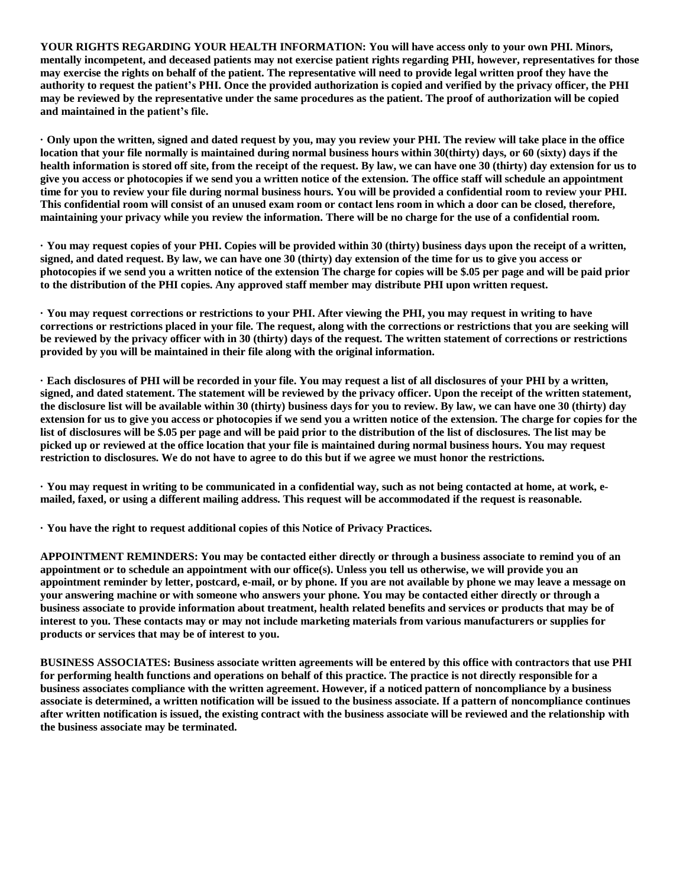**YOUR RIGHTS REGARDING YOUR HEALTH INFORMATION: You will have access only to your own PHI. Minors, mentally incompetent, and deceased patients may not exercise patient rights regarding PHI, however, representatives for those may exercise the rights on behalf of the patient. The representative will need to provide legal written proof they have the authority to request the patient's PHI. Once the provided authorization is copied and verified by the privacy officer, the PHI may be reviewed by the representative under the same procedures as the patient. The proof of authorization will be copied and maintained in the patient's file.**

**· Only upon the written, signed and dated request by you, may you review your PHI. The review will take place in the office location that your file normally is maintained during normal business hours within 30(thirty) days, or 60 (sixty) days if the health information is stored off site, from the receipt of the request. By law, we can have one 30 (thirty) day extension for us to give you access or photocopies if we send you a written notice of the extension. The office staff will schedule an appointment time for you to review your file during normal business hours. You will be provided a confidential room to review your PHI. This confidential room will consist of an unused exam room or contact lens room in which a door can be closed, therefore, maintaining your privacy while you review the information. There will be no charge for the use of a confidential room.**

**· You may request copies of your PHI. Copies will be provided within 30 (thirty) business days upon the receipt of a written, signed, and dated request. By law, we can have one 30 (thirty) day extension of the time for us to give you access or photocopies if we send you a written notice of the extension The charge for copies will be $.05 per page and will be paid prior to the distribution of the PHI copies. Any approved staff member may distribute PHI upon written request.**

**· You may request corrections or restrictions to your PHI. After viewing the PHI, you may request in writing to have corrections or restrictions placed in your file. The request, along with the corrections or restrictions that you are seeking will be reviewed by the privacy officer with in 30 (thirty) days of the request. The written statement of corrections or restrictions provided by you will be maintained in their file along with the original information.**

**· Each disclosures of PHI will be recorded in your file. You may request a list of all disclosures of your PHI by a written, signed, and dated statement. The statement will be reviewed by the privacy officer. Upon the receipt of the written statement, the disclosure list will be available within 30 (thirty) business days for you to review. By law, we can have one 30 (thirty) day extension for us to give you access or photocopies if we send you a written notice of the extension. The charge for copies for the list of disclosures will be $.05 per page and will be paid prior to the distribution of the list of disclosures. The list may be picked up or reviewed at the office location that your file is maintained during normal business hours. You may request restriction to disclosures. We do not have to agree to do this but if we agree we must honor the restrictions.**

**· You may request in writing to be communicated in a confidential way, such as not being contacted at home, at work, e-mailed, faxed, or using a different mailing address. This request will be accommodated if the request is reasonable.**

**· You have the right to request additional copies of this Notice of Privacy Practices.**

**APPOINTMENT REMINDERS: You may be contacted either directly or through a business associate to remind you of an appointment or to schedule an appointment with our office(s). Unless you tell us otherwise, we will provide you an appointment reminder by letter, postcard, e-mail, or by phone. If you are not available by phone we may leave a message on your answering machine or with someone who answers your phone. You may be contacted either directly or through a business associate to provide information about treatment, health related benefits and services or products that may be of interest to you. These contacts may or may not include marketing materials from various manufacturers or supplies for products or services that may be of interest to you.**

**BUSINESS ASSOCIATES: Business associate written agreements will be entered by this office with contractors that use PHI for performing health functions and operations on behalf of this practice. The practice is not directly responsible for a business associates compliance with the written agreement. However, if a noticed pattern of noncompliance by a business associate is determined, a written notification will be issued to the business associate. If a pattern of noncompliance continues after written notification is issued, the existing contract with the business associate will be reviewed and the relationship with the business associate may be terminated.**